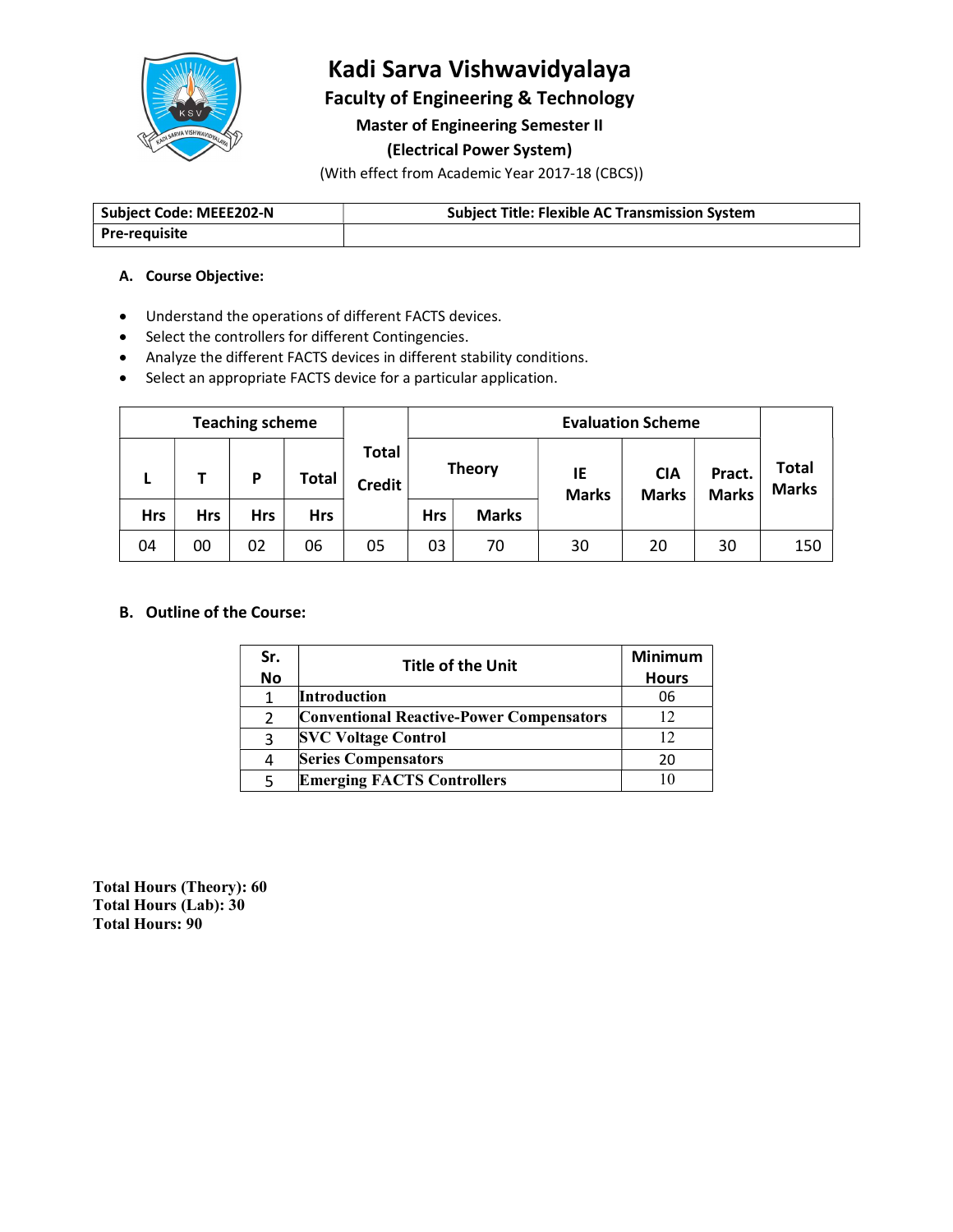# Kadi Sarva Vishwavidyalaya

## Faculty of Engineering & Technology

### Master of Engineering Semester II

### (Electrical Power System)

(With effect from Academic Year 2017-18 (CBCS))

| Subject Code: MEEE202-N | Subject Title: Flexible AC Transmission System |
|---|---|
| Pre-requisite | |

**A. Course Objective:**

- Understand the operations of different FACTS devices.
- Select the controllers for different Contingencies.
- Analyze the different FACTS devices in different stability conditions.
- Select an appropriate FACTS device for a particular application.

| Teaching scheme | | | | Total Credit | Evaluation Scheme | | | | | Total Marks |
|---|---|---|---|---|---|---|---|---|---|---|
| L | T | P | Total | | Theory | | IE Marks | CIA Marks | Pract. Marks | |
| Hrs | Hrs | Hrs | Hrs | | Hrs | Marks | | | | |
| 04 | 00 | 02 | 06 | 05 | 03 | 70 | 30 | 20 | 30 | 150 |

**B. Outline of the Course:**

| Sr. No | Title of the Unit | Minimum Hours |
|---|---|---|
| 1 | **Introduction** | 06 |
| 2 | **Conventional Reactive-Power Compensators** | 12 |
| 3 | **SVC Voltage Control** | 12 |
| 4 | **Series Compensators** | 20 |
| 5 | **Emerging FACTS Controllers** | 10 |

**Total Hours (Theory): 60**
**Total Hours (Lab): 30**
**Total Hours: 90**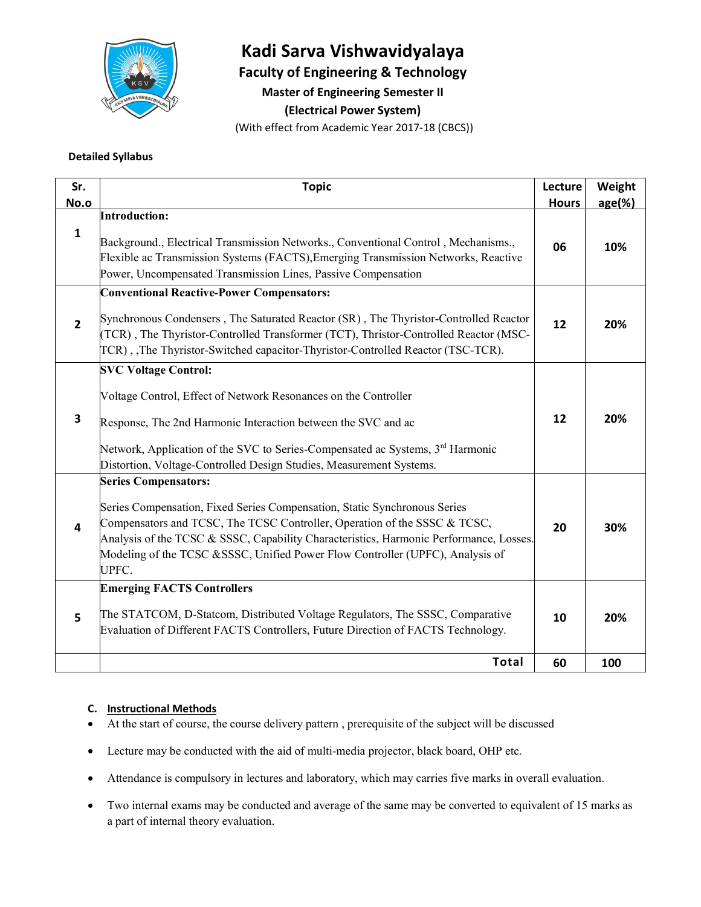# Kadi Sarva Vishwavidyalaya

## Faculty of Engineering & Technology

### Master of Engineering Semester II

### (Electrical Power System)

(With effect from Academic Year 2017-18 (CBCS))

**Detailed Syllabus**

| Sr. No.o | Topic | Lecture Hours | Weight age(%) |
|---|---|---|---|
| 1 | **Introduction:** Background., Electrical Transmission Networks., Conventional Control , Mechanisms., Flexible ac Transmission Systems (FACTS),Emerging Transmission Networks, Reactive Power, Uncompensated Transmission Lines, Passive Compensation | 06 | 10% |
| 2 | **Conventional Reactive-Power Compensators:** Synchronous Condensers , The Saturated Reactor (SR) , The Thyristor-Controlled Reactor (TCR) , The Thyristor-Controlled Transformer (TCT), Thristor-Controlled Reactor (MSC-TCR) , ,The Thyristor-Switched capacitor-Thyristor-Controlled Reactor (TSC-TCR). | 12 | 20% |
| 3 | **SVC Voltage Control:** Voltage Control, Effect of Network Resonances on the Controller Response, The 2nd Harmonic Interaction between the SVC and ac Network, Application of the SVC to Series-Compensated ac Systems, 3rd Harmonic Distortion, Voltage-Controlled Design Studies, Measurement Systems. | 12 | 20% |
| 4 | **Series Compensators:** Series Compensation, Fixed Series Compensation, Static Synchronous Series Compensators and TCSC, The TCSC Controller, Operation of the SSSC & TCSC, Analysis of the TCSC & SSSC, Capability Characteristics, Harmonic Performance, Losses. Modeling of the TCSC &SSSC, Unified Power Flow Controller (UPFC), Analysis of UPFC. | 20 | 30% |
| 5 | **Emerging FACTS Controllers** The STATCOM, D-Statcom, Distributed Voltage Regulators, The SSSC, Comparative Evaluation of Different FACTS Controllers, Future Direction of FACTS Technology. | 10 | 20% |
| | **Total** | 60 | 100 |

**C. Instructional Methods**

- At the start of course, the course delivery pattern , prerequisite of the subject will be discussed
- Lecture may be conducted with the aid of multi-media projector, black board, OHP etc.
- Attendance is compulsory in lectures and laboratory, which may carries five marks in overall evaluation.
- Two internal exams may be conducted and average of the same may be converted to equivalent of 15 marks as a part of internal theory evaluation.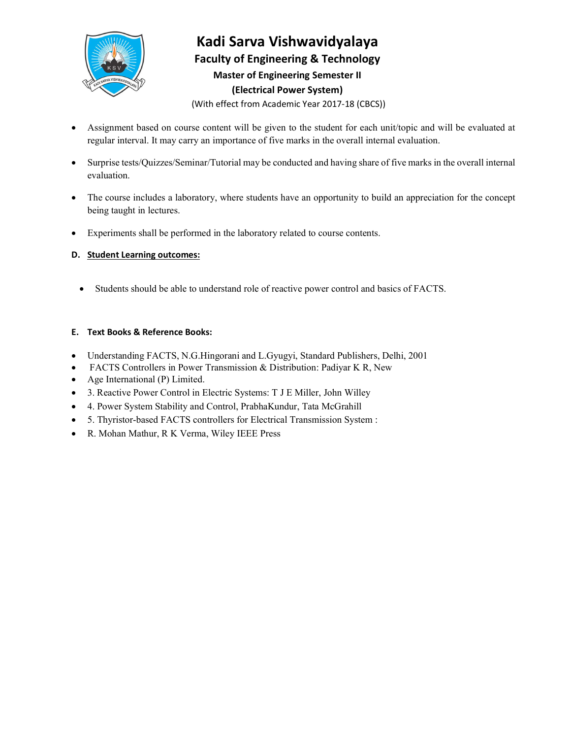- Assignment based on course content will be given to the student for each unit/topic and will be evaluated at regular interval. It may carry an importance of five marks in the overall internal evaluation.

- Surprise tests/Quizzes/Seminar/Tutorial may be conducted and having share of five marks in the overall internal evaluation.

- The course includes a laboratory, where students have an opportunity to build an appreciation for the concept being taught in lectures.

- Experiments shall be performed in the laboratory related to course contents.

**D. Student Learning outcomes:**

- Students should be able to understand role of reactive power control and basics of FACTS.

**E. Text Books & Reference Books:**

- Understanding FACTS, N.G.Hingorani and L.Gyugyi, Standard Publishers, Delhi, 2001
- FACTS Controllers in Power Transmission & Distribution: Padiyar K R, New
- Age International (P) Limited.
- 3. Reactive Power Control in Electric Systems: T J E Miller, John Willey
- 4. Power System Stability and Control, PrabhaKundur, Tata McGrahill
- 5. Thyristor-based FACTS controllers for Electrical Transmission System :
- R. Mohan Mathur, R K Verma, Wiley IEEE Press